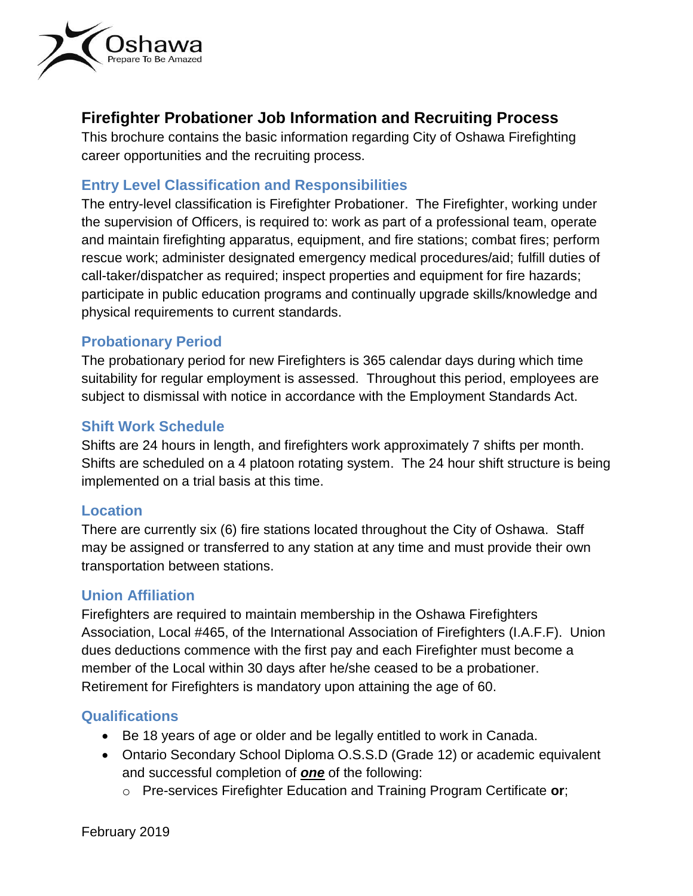# Firefighter Probationer Job Information and Recruiting Process

This brochure contains the basic information regarding City of Oshawa Firefighting career opportunities and the recruiting process.

## Entry Level Classification and Responsibilities

The entry-level classification is Firefighter Probationer. The Firefighter, working under the supervision of Officers, is required to: work as part of a professional team, operate and maintain firefighting apparatus, equipment, and fire stations; combat fires; perform rescue work; administer designated emergency medical procedures/aid; fulfill duties of call-taker/dispatcher as required; inspect properties and equipment for fire hazards; participate in public education programs and continually upgrade skills/knowledge and physical requirements to current standards.

## Probationary Period

The probationary period for new Firefighters is 365 calendar days during which time suitability for regular employment is assessed. Throughout this period, employees are subject to dismissal with notice in accordance with the Employment Standards Act.

## Shift Work Schedule

Shifts are 24 hours in length, and firefighters work approximately 7 shifts per month. Shifts are scheduled on a 4 platoon rotating system. The 24 hour shift structure is being implemented on a trial basis at this time.

## Location

There are currently six (6) fire stations located throughout the City of Oshawa. Staff may be assigned or transferred to any station at any time and must provide their own transportation between stations.

## Union Affiliation

Firefighters are required to maintain membership in the Oshawa Firefighters Association, Local #465, of the International Association of Firefighters (I.A.F.F). Union dues deductions commence with the first pay and each Firefighter must become a member of the Local within 30 days after he/she ceased to be a probationer. Retirement for Firefighters is mandatory upon attaining the age of 60.

## Qualifications

- Be 18 years of age or older and be legally entitled to work in Canada.
- Ontario Secondary School Diploma O.S.S.D (Grade 12) or academic equivalent and successful completion of ***one*** of the following:
  - Pre-services Firefighter Education and Training Program Certificate **or**;

February 2019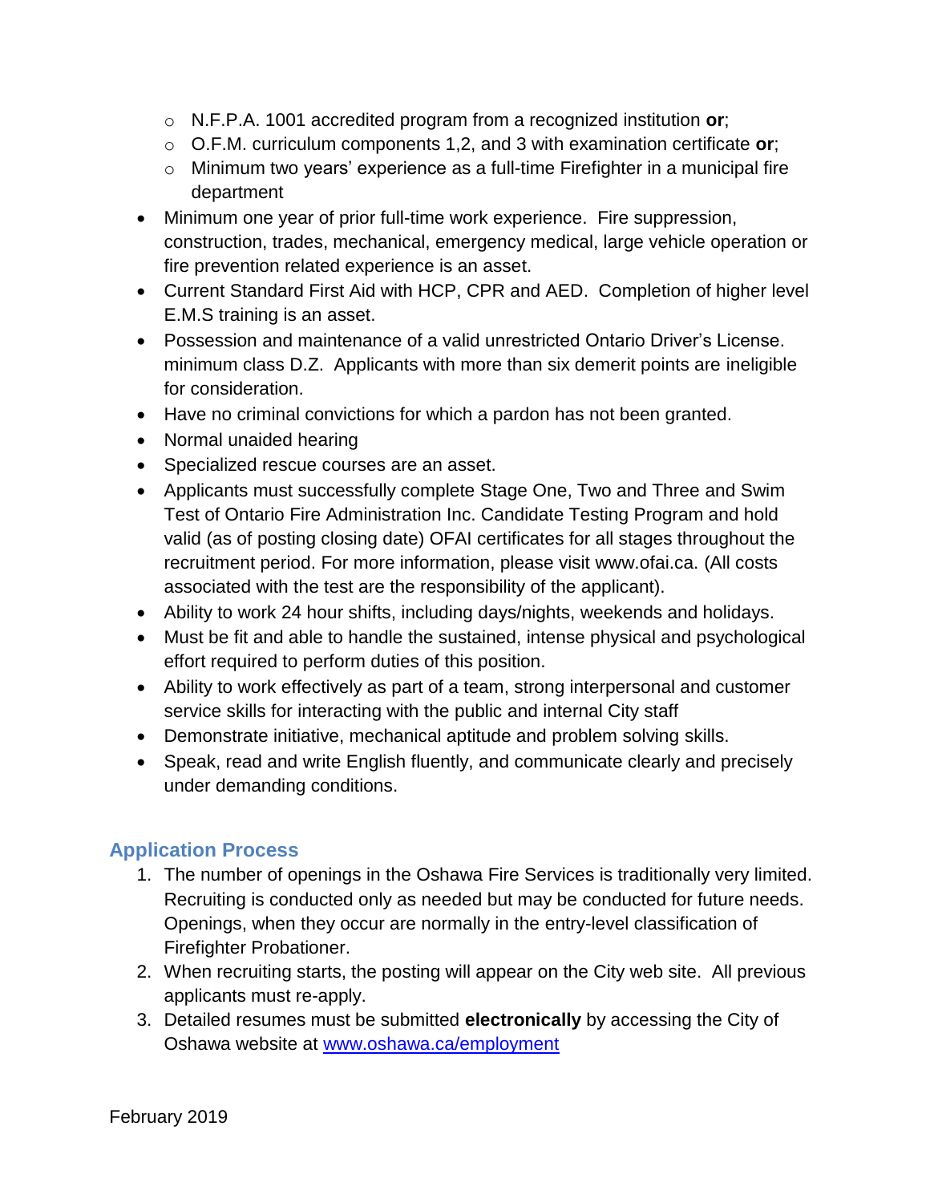- N.F.P.A. 1001 accredited program from a recognized institution **or**;
   - O.F.M. curriculum components 1,2, and 3 with examination certificate **or**;
   - Minimum two years' experience as a full-time Firefighter in a municipal fire department
- Minimum one year of prior full-time work experience.  Fire suppression, construction, trades, mechanical, emergency medical, large vehicle operation or fire prevention related experience is an asset.
- Current Standard First Aid with HCP, CPR and AED.  Completion of higher level E.M.S training is an asset.
- Possession and maintenance of a valid unrestricted Ontario Driver's License. minimum class D.Z.  Applicants with more than six demerit points are ineligible for consideration.
- Have no criminal convictions for which a pardon has not been granted.
- Normal unaided hearing
- Specialized rescue courses are an asset.
- Applicants must successfully complete Stage One, Two and Three and Swim Test of Ontario Fire Administration Inc. Candidate Testing Program and hold valid (as of posting closing date) OFAI certificates for all stages throughout the recruitment period. For more information, please visit www.ofai.ca. (All costs associated with the test are the responsibility of the applicant).
- Ability to work 24 hour shifts, including days/nights, weekends and holidays.
- Must be fit and able to handle the sustained, intense physical and psychological effort required to perform duties of this position.
- Ability to work effectively as part of a team, strong interpersonal and customer service skills for interacting with the public and internal City staff
- Demonstrate initiative, mechanical aptitude and problem solving skills.
- Speak, read and write English fluently, and communicate clearly and precisely under demanding conditions.

## Application Process

1. The number of openings in the Oshawa Fire Services is traditionally very limited. Recruiting is conducted only as needed but may be conducted for future needs. Openings, when they occur are normally in the entry-level classification of Firefighter Probationer.
2. When recruiting starts, the posting will appear on the City web site.  All previous applicants must re-apply.
3. Detailed resumes must be submitted **electronically** by accessing the City of Oshawa website at [www.oshawa.ca/employment](www.oshawa.ca/employment)

February 2019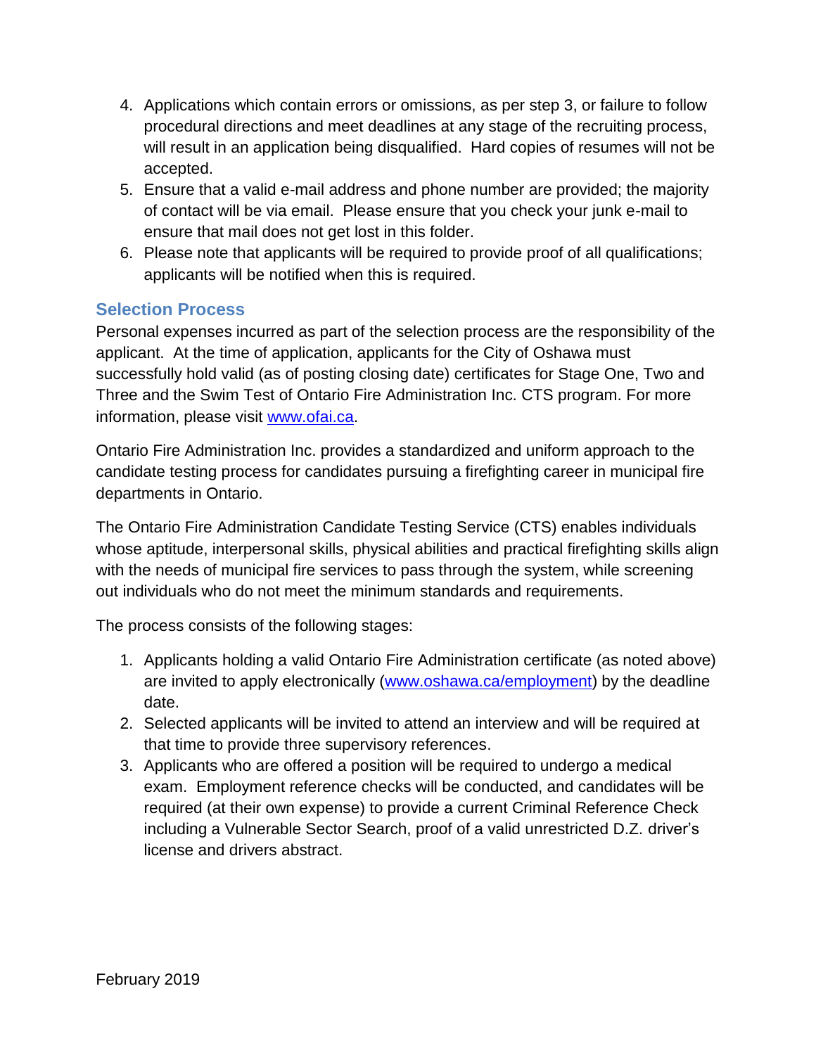4. Applications which contain errors or omissions, as per step 3, or failure to follow procedural directions and meet deadlines at any stage of the recruiting process, will result in an application being disqualified. Hard copies of resumes will not be accepted.
5. Ensure that a valid e-mail address and phone number are provided; the majority of contact will be via email. Please ensure that you check your junk e-mail to ensure that mail does not get lost in this folder.
6. Please note that applicants will be required to provide proof of all qualifications; applicants will be notified when this is required.

## Selection Process

Personal expenses incurred as part of the selection process are the responsibility of the applicant. At the time of application, applicants for the City of Oshawa must successfully hold valid (as of posting closing date) certificates for Stage One, Two and Three and the Swim Test of Ontario Fire Administration Inc. CTS program. For more information, please visit [www.ofai.ca](www.ofai.ca).

Ontario Fire Administration Inc. provides a standardized and uniform approach to the candidate testing process for candidates pursuing a firefighting career in municipal fire departments in Ontario.

The Ontario Fire Administration Candidate Testing Service (CTS) enables individuals whose aptitude, interpersonal skills, physical abilities and practical firefighting skills align with the needs of municipal fire services to pass through the system, while screening out individuals who do not meet the minimum standards and requirements.

The process consists of the following stages:

1. Applicants holding a valid Ontario Fire Administration certificate (as noted above) are invited to apply electronically ([www.oshawa.ca/employment](www.oshawa.ca/employment)) by the deadline date.
2. Selected applicants will be invited to attend an interview and will be required at that time to provide three supervisory references.
3. Applicants who are offered a position will be required to undergo a medical exam. Employment reference checks will be conducted, and candidates will be required (at their own expense) to provide a current Criminal Reference Check including a Vulnerable Sector Search, proof of a valid unrestricted D.Z. driver's license and drivers abstract.

February 2019